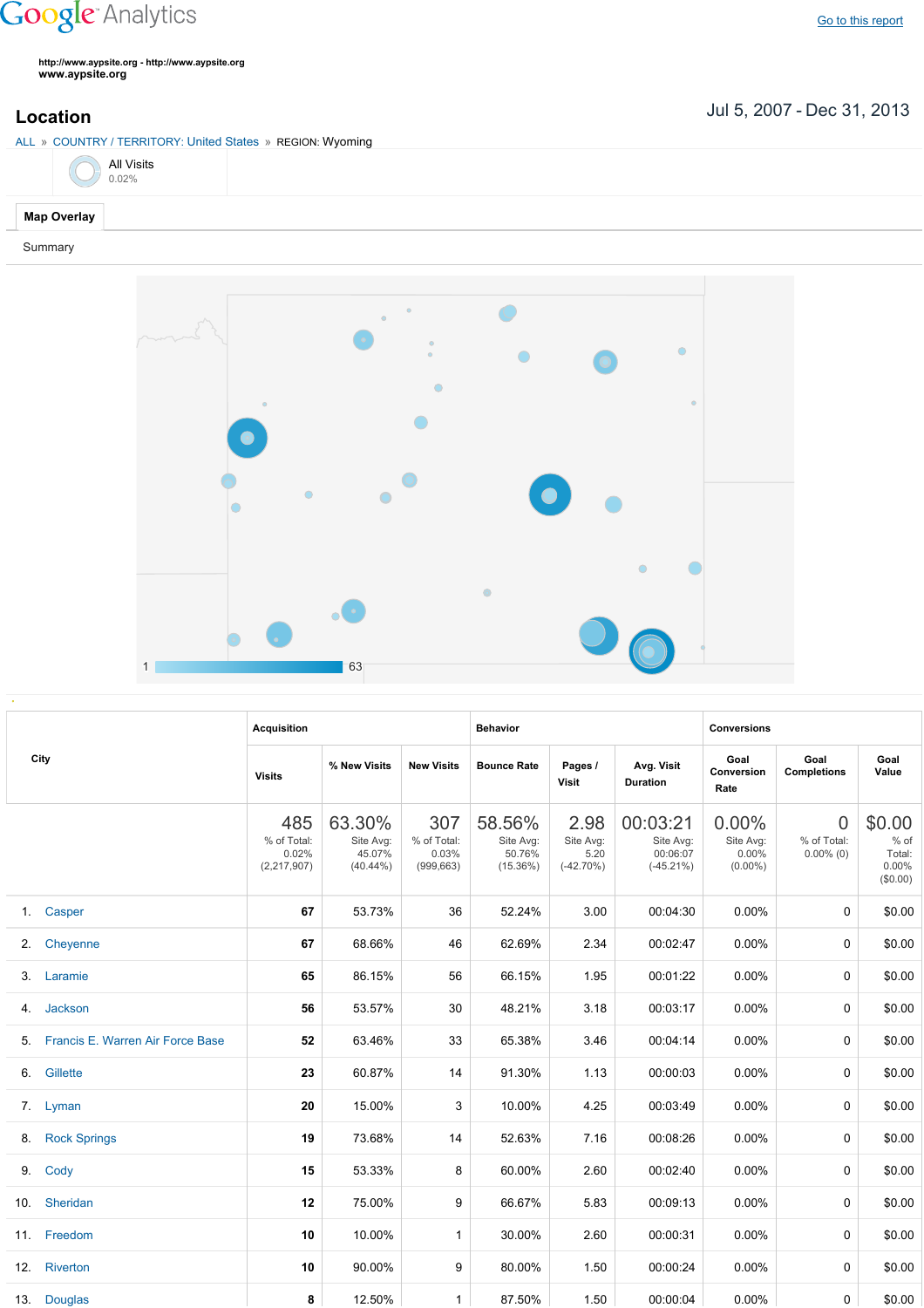Google Analytics

Go to this report

http://www.aypsite.org - http://www.aypsite.org
**www.aypsite.org**

# Location

Jul 5, 2007 - Dec 31, 2013

ALL » COUNTRY / TERRITORY: United States » REGION: Wyoming

All Visits
0.02%

**Map Overlay**

Summary

1 63

| City | Acquisition | | | Behavior | | | Conversions | | |
|---|---|---|---|---|---|---|---|---|---|
| | Visits | % New Visits | New Visits | Bounce Rate | Pages / Visit | Avg. Visit Duration | Goal Conversion Rate | Goal Completions | Goal Value |
| | 485<br>% of Total: 0.02% (2,217,907) | 63.30%<br>Site Avg: 45.07% (40.44%) | 307<br>% of Total: 0.03% (999,663) | 58.56%<br>Site Avg: 50.76% (15.36%) | 2.98<br>Site Avg: 5.20 (-42.70%) | 00:03:21<br>Site Avg: 00:06:07 (-45.21%) | 0.00%<br>Site Avg: 0.00% (0.00%) | 0<br>% of Total: 0.00% (0) | $0.00<br>% of Total: 0.00% ($0.00) |
| 1. Casper | 67 | 53.73% | 36 | 52.24% | 3.00 | 00:04:30 | 0.00% | 0 | $0.00 |
| 2. Cheyenne | 67 | 68.66% | 46 | 62.69% | 2.34 | 00:02:47 | 0.00% | 0 | $0.00 |
| 3. Laramie | 65 | 86.15% | 56 | 66.15% | 1.95 | 00:01:22 | 0.00% | 0 | $0.00 |
| 4. Jackson | 56 | 53.57% | 30 | 48.21% | 3.18 | 00:03:17 | 0.00% | 0 | $0.00 |
| 5. Francis E. Warren Air Force Base | 52 | 63.46% | 33 | 65.38% | 3.46 | 00:04:14 | 0.00% | 0 | $0.00 |
| 6. Gillette | 23 | 60.87% | 14 | 91.30% | 1.13 | 00:00:03 | 0.00% | 0 | $0.00 |
| 7. Lyman | 20 | 15.00% | 3 | 10.00% | 4.25 | 00:03:49 | 0.00% | 0 | $0.00 |
| 8. Rock Springs | 19 | 73.68% | 14 | 52.63% | 7.16 | 00:08:26 | 0.00% | 0 | $0.00 |
| 9. Cody | 15 | 53.33% | 8 | 60.00% | 2.60 | 00:02:40 | 0.00% | 0 | $0.00 |
| 10. Sheridan | 12 | 75.00% | 9 | 66.67% | 5.83 | 00:09:13 | 0.00% | 0 | $0.00 |
| 11. Freedom | 10 | 10.00% | 1 | 30.00% | 2.60 | 00:00:31 | 0.00% | 0 | $0.00 |
| 12. Riverton | 10 | 90.00% | 9 | 80.00% | 1.50 | 00:00:24 | 0.00% | 0 | $0.00 |
| 13. Douglas | 8 | 12.50% | 1 | 87.50% | 1.50 | 00:00:04 | 0.00% | 0 | $0.00 |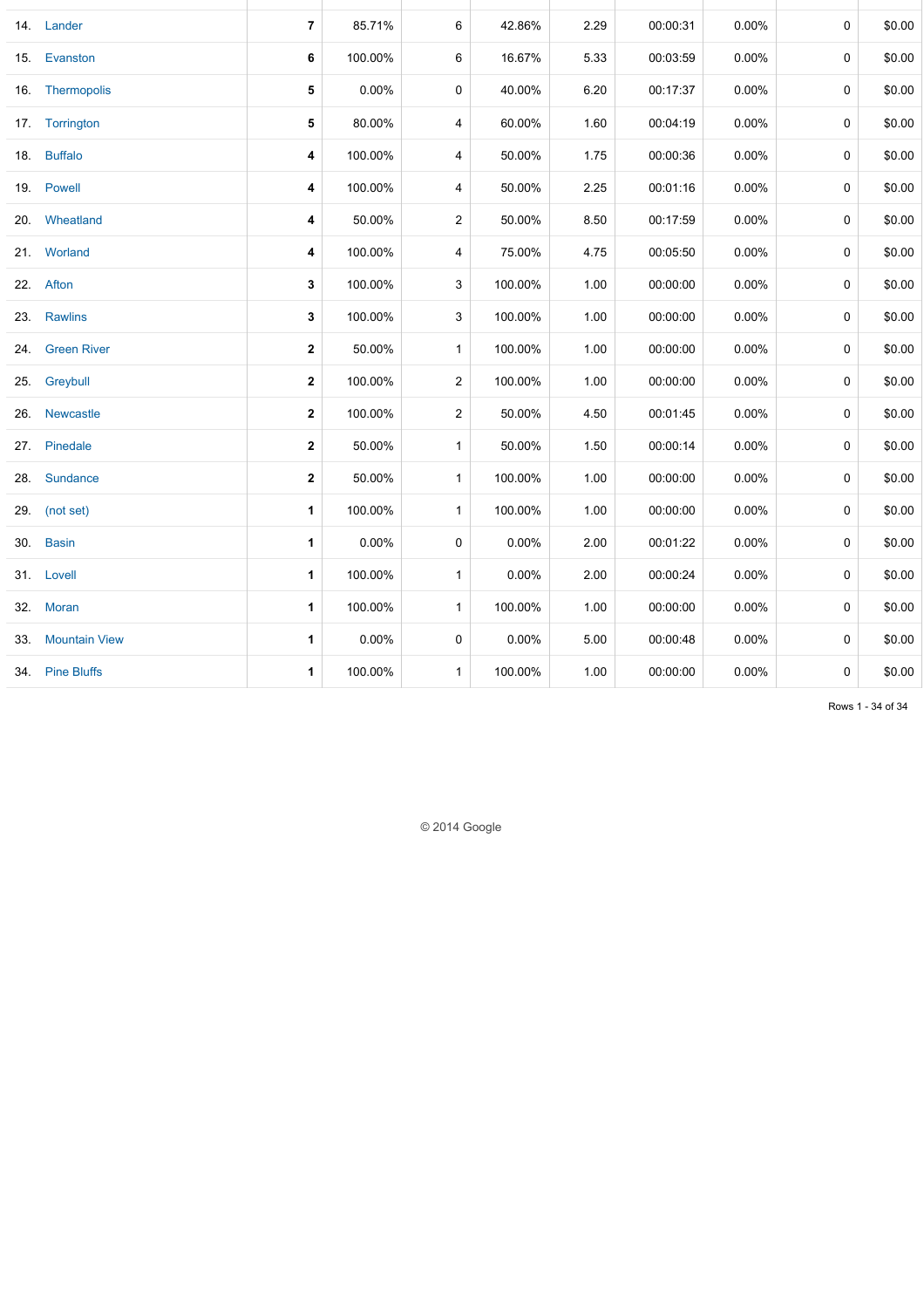| | | | | | | | | | |
|---|---|---|---|---|---|---|---|---|---|
| 14. | Lander | 7 | 85.71% | 6 | 42.86% | 2.29 | 00:00:31 | 0.00% | 0 | $0.00 |
| 15. | Evanston | 6 | 100.00% | 6 | 16.67% | 5.33 | 00:03:59 | 0.00% | 0 | $0.00 |
| 16. | Thermopolis | 5 | 0.00% | 0 | 40.00% | 6.20 | 00:17:37 | 0.00% | 0 | $0.00 |
| 17. | Torrington | 5 | 80.00% | 4 | 60.00% | 1.60 | 00:04:19 | 0.00% | 0 | $0.00 |
| 18. | Buffalo | 4 | 100.00% | 4 | 50.00% | 1.75 | 00:00:36 | 0.00% | 0 | $0.00 |
| 19. | Powell | 4 | 100.00% | 4 | 50.00% | 2.25 | 00:01:16 | 0.00% | 0 | $0.00 |
| 20. | Wheatland | 4 | 50.00% | 2 | 50.00% | 8.50 | 00:17:59 | 0.00% | 0 | $0.00 |
| 21. | Worland | 4 | 100.00% | 4 | 75.00% | 4.75 | 00:05:50 | 0.00% | 0 | $0.00 |
| 22. | Afton | 3 | 100.00% | 3 | 100.00% | 1.00 | 00:00:00 | 0.00% | 0 | $0.00 |
| 23. | Rawlins | 3 | 100.00% | 3 | 100.00% | 1.00 | 00:00:00 | 0.00% | 0 | $0.00 |
| 24. | Green River | 2 | 50.00% | 1 | 100.00% | 1.00 | 00:00:00 | 0.00% | 0 | $0.00 |
| 25. | Greybull | 2 | 100.00% | 2 | 100.00% | 1.00 | 00:00:00 | 0.00% | 0 | $0.00 |
| 26. | Newcastle | 2 | 100.00% | 2 | 50.00% | 4.50 | 00:01:45 | 0.00% | 0 | $0.00 |
| 27. | Pinedale | 2 | 50.00% | 1 | 50.00% | 1.50 | 00:00:14 | 0.00% | 0 | $0.00 |
| 28. | Sundance | 2 | 50.00% | 1 | 100.00% | 1.00 | 00:00:00 | 0.00% | 0 | $0.00 |
| 29. | (not set) | 1 | 100.00% | 1 | 100.00% | 1.00 | 00:00:00 | 0.00% | 0 | $0.00 |
| 30. | Basin | 1 | 0.00% | 0 | 0.00% | 2.00 | 00:01:22 | 0.00% | 0 | $0.00 |
| 31. | Lovell | 1 | 100.00% | 1 | 0.00% | 2.00 | 00:00:24 | 0.00% | 0 | $0.00 |
| 32. | Moran | 1 | 100.00% | 1 | 100.00% | 1.00 | 00:00:00 | 0.00% | 0 | $0.00 |
| 33. | Mountain View | 1 | 0.00% | 0 | 0.00% | 5.00 | 00:00:48 | 0.00% | 0 | $0.00 |
| 34. | Pine Bluffs | 1 | 100.00% | 1 | 100.00% | 1.00 | 00:00:00 | 0.00% | 0 | $0.00 |

Rows 1 - 34 of 34

© 2014 Google